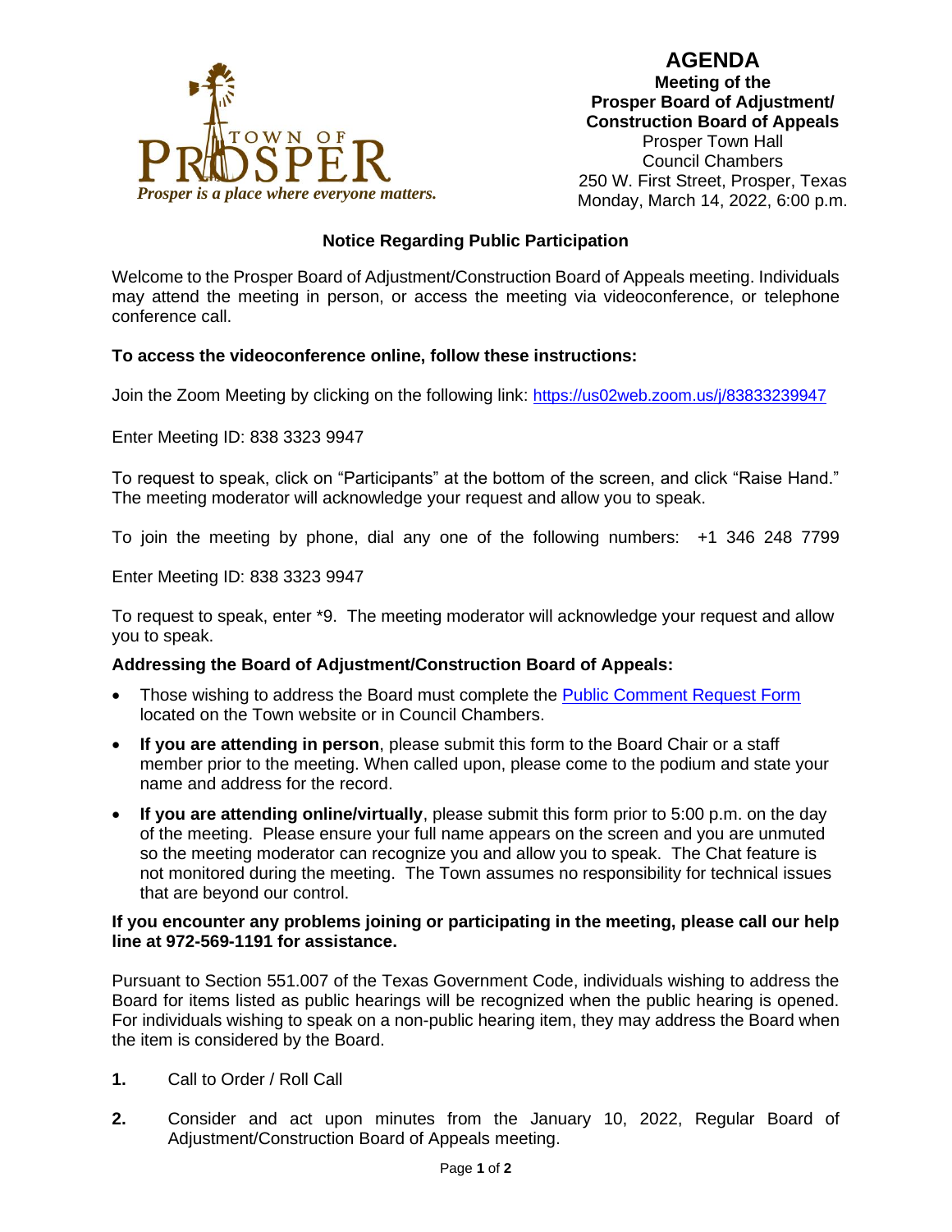TOWN OF PROSPER

*Prosper is a place where everyone matters.*

# AGENDA

**Meeting of the**
**Prosper Board of Adjustment/**
**Construction Board of Appeals**
Prosper Town Hall
Council Chambers
250 W. First Street, Prosper, Texas
Monday, March 14, 2022, 6:00 p.m.

### Notice Regarding Public Participation

Welcome to the Prosper Board of Adjustment/Construction Board of Appeals meeting. Individuals may attend the meeting in person, or access the meeting via videoconference, or telephone conference call.

**To access the videoconference online, follow these instructions:**

Join the Zoom Meeting by clicking on the following link: https://us02web.zoom.us/j/83833239947

Enter Meeting ID: 838 3323 9947

To request to speak, click on "Participants" at the bottom of the screen, and click "Raise Hand." The meeting moderator will acknowledge your request and allow you to speak.

To join the meeting by phone, dial any one of the following numbers: +1 346 248 7799

Enter Meeting ID: 838 3323 9947

To request to speak, enter *9. The meeting moderator will acknowledge your request and allow you to speak.

**Addressing the Board of Adjustment/Construction Board of Appeals:**

- Those wishing to address the Board must complete the Public Comment Request Form located on the Town website or in Council Chambers.
- **If you are attending in person**, please submit this form to the Board Chair or a staff member prior to the meeting. When called upon, please come to the podium and state your name and address for the record.
- **If you are attending online/virtually**, please submit this form prior to 5:00 p.m. on the day of the meeting. Please ensure your full name appears on the screen and you are unmuted so the meeting moderator can recognize you and allow you to speak. The Chat feature is not monitored during the meeting. The Town assumes no responsibility for technical issues that are beyond our control.

**If you encounter any problems joining or participating in the meeting, please call our help line at 972-569-1191 for assistance.**

Pursuant to Section 551.007 of the Texas Government Code, individuals wishing to address the Board for items listed as public hearings will be recognized when the public hearing is opened. For individuals wishing to speak on a non-public hearing item, they may address the Board when the item is considered by the Board.

**1.** Call to Order / Roll Call

**2.** Consider and act upon minutes from the January 10, 2022, Regular Board of Adjustment/Construction Board of Appeals meeting.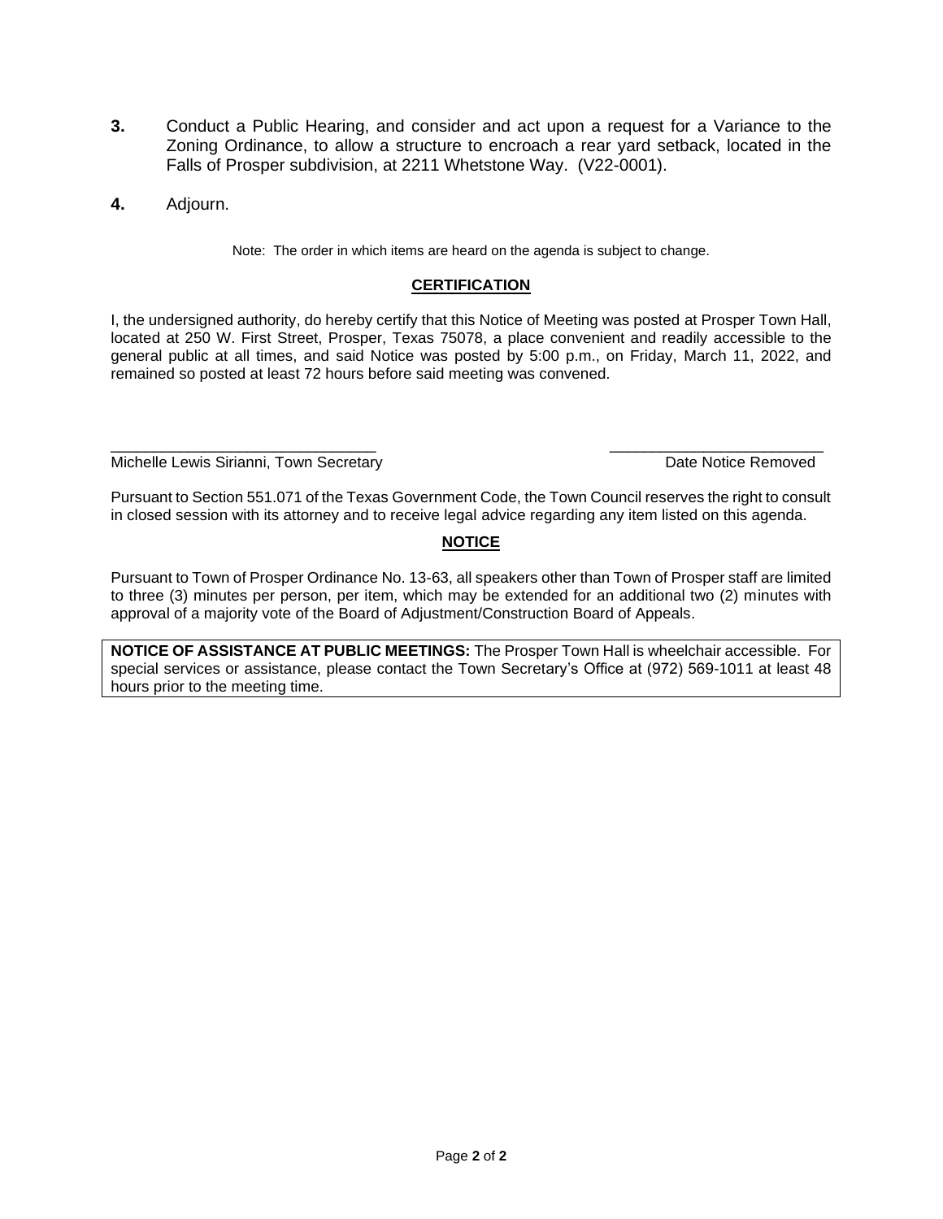**3.** Conduct a Public Hearing, and consider and act upon a request for a Variance to the Zoning Ordinance, to allow a structure to encroach a rear yard setback, located in the Falls of Prosper subdivision, at 2211 Whetstone Way. (V22-0001).

**4.** Adjourn.

Note: The order in which items are heard on the agenda is subject to change.

## CERTIFICATION

I, the undersigned authority, do hereby certify that this Notice of Meeting was posted at Prosper Town Hall, located at 250 W. First Street, Prosper, Texas 75078, a place convenient and readily accessible to the general public at all times, and said Notice was posted by 5:00 p.m., on Friday, March 11, 2022, and remained so posted at least 72 hours before said meeting was convened.

_______________________________
Michelle Lewis Sirianni, Town Secretary

_________________________
Date Notice Removed

Pursuant to Section 551.071 of the Texas Government Code, the Town Council reserves the right to consult in closed session with its attorney and to receive legal advice regarding any item listed on this agenda.

## NOTICE

Pursuant to Town of Prosper Ordinance No. 13-63, all speakers other than Town of Prosper staff are limited to three (3) minutes per person, per item, which may be extended for an additional two (2) minutes with approval of a majority vote of the Board of Adjustment/Construction Board of Appeals.

**NOTICE OF ASSISTANCE AT PUBLIC MEETINGS:** The Prosper Town Hall is wheelchair accessible. For special services or assistance, please contact the Town Secretary's Office at (972) 569-1011 at least 48 hours prior to the meeting time.